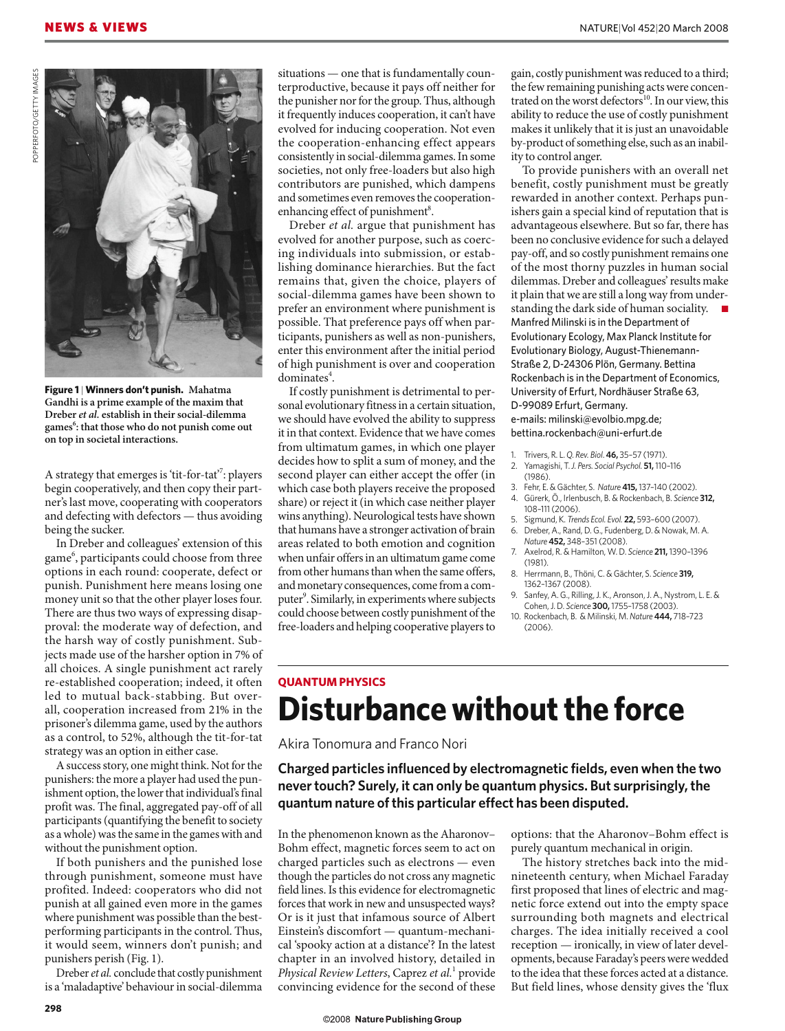Figure 1 | **Winners don't punish.** Mahatma Gandhi is a prime example of the maxim that Dreber *et al.* establish in their social-dilemma games[6]: that those who do not punish come out on top in societal interactions.

A strategy that emerges is 'tit-for-tat'[7]: players begin cooperatively, and then copy their partner's last move, cooperating with cooperators and defecting with defectors — thus avoiding being the sucker.

In Dreber and colleagues' extension of this game[6], participants could choose from three options in each round: cooperate, defect or punish. Punishment here means losing one money unit so that the other player loses four. There are thus two ways of expressing disapproval: the moderate way of defection, and the harsh way of costly punishment. Subjects made use of the harsher option in 7% of all choices. A single punishment act rarely re-established cooperation; indeed, it often led to mutual back-stabbing. But overall, cooperation increased from 21% in the prisoner's dilemma game, used by the authors as a control, to 52%, although the tit-for-tat strategy was an option in either case.

A success story, one might think. Not for the punishers: the more a player had used the punishment option, the lower that individual's final profit was. The final, aggregated pay-off of all participants (quantifying the benefit to society as a whole) was the same in the games with and without the punishment option.

If both punishers and the punished lose through punishment, someone must have profited. Indeed: cooperators who did not punish at all gained even more in the games where punishment was possible than the best-performing participants in the control. Thus, it would seem, winners don't punish; and punishers perish (Fig. 1).

Dreber *et al.* conclude that costly punishment is a 'maladaptive' behaviour in social-dilemma situations — one that is fundamentally counterproductive, because it pays off neither for the punisher nor for the group. Thus, although it frequently induces cooperation, it can't have evolved for inducing cooperation. Not even the cooperation-enhancing effect appears consistently in social-dilemma games. In some societies, not only free-loaders but also high contributors are punished, which dampens and sometimes even removes the cooperation-enhancing effect of punishment[8].

Dreber *et al.* argue that punishment has evolved for another purpose, such as coercing individuals into submission, or establishing dominance hierarchies. But the fact remains that, given the choice, players of social-dilemma games have been shown to prefer an environment where punishment is possible. That preference pays off when participants, punishers as well as non-punishers, enter this environment after the initial period of high punishment is over and cooperation dominates[4].

If costly punishment is detrimental to personal evolutionary fitness in a certain situation, we should have evolved the ability to suppress it in that context. Evidence that we have comes from ultimatum games, in which one player decides how to split a sum of money, and the second player can either accept the offer (in which case both players receive the proposed share) or reject it (in which case neither player wins anything). Neurological tests have shown that humans have a stronger activation of brain areas related to both emotion and cognition when unfair offers in an ultimatum game come from other humans than when the same offers, and monetary consequences, come from a computer[9]. Similarly, in experiments where subjects could choose between costly punishment of the free-loaders and helping cooperative players to gain, costly punishment was reduced to a third; the few remaining punishing acts were concentrated on the worst defectors[10]. In our view, this ability to reduce the use of costly punishment makes it unlikely that it is just an unavoidable by-product of something else, such as an inability to control anger.

To provide punishers with an overall net benefit, costly punishment must be greatly rewarded in another context. Perhaps punishers gain a special kind of reputation that is advantageous elsewhere. But so far, there has been no conclusive evidence for such a delayed pay-off, and so costly punishment remains one of the most thorny puzzles in human social dilemmas. Dreber and colleagues' results make it plain that we are still a long way from understanding the dark side of human sociality. ■

Manfred Milinski is in the Department of Evolutionary Ecology, Max Planck Institute for Evolutionary Biology, August-Thienemann-Straße 2, D-24306 Plön, Germany. Bettina Rockenbach is in the Department of Economics, University of Erfurt, Nordhäuser Straße 63, D-99089 Erfurt, Germany.
e-mails: milinski@evolbio.mpg.de; bettina.rockenbach@uni-erfurt.de

1. Trivers, R. L. *Q. Rev. Biol.* **46,** 35–57 (1971).
2. Yamagishi, T. *J. Pers. Social Psychol.* **51,** 110–116 (1986).
3. Fehr, E. & Gächter, S. *Nature* **415,** 137–140 (2002).
4. Gürerk, Ö., Irlenbusch, B. & Rockenbach, B. *Science* **312,** 108–111 (2006).
5. Sigmund, K. *Trends Ecol. Evol.* **22,** 593–600 (2007).
6. Dreber, A., Rand, D. G., Fudenberg, D. & Nowak, M. A. *Nature* **452,** 348–351 (2008).
7. Axelrod, R. & Hamilton, W. D. *Science* **211,** 1390–1396 (1981).
8. Herrmann, B., Thöni, C. & Gächter, S. *Science* **319,** 1362–1367 (2008).
9. Sanfey, A. G., Rilling, J. K., Aronson, J. A., Nystrom, L. E. & Cohen, J. D. *Science* **300,** 1755–1758 (2003).
10. Rockenbach, B. & Milinski, M. *Nature* **444,** 718–723 (2006).

QUANTUM PHYSICS

# Disturbance without the force

Akira Tonomura and Franco Nori

**Charged particles influenced by electromagnetic fields, even when the two never touch? Surely, it can only be quantum physics. But surprisingly, the quantum nature of this particular effect has been disputed.**

In the phenomenon known as the Aharonov–Bohm effect, magnetic forces seem to act on charged particles such as electrons — even though the particles do not cross any magnetic field lines. Is this evidence for electromagnetic forces that work in new and unsuspected ways? Or is it just that infamous source of Albert Einstein's discomfort — quantum-mechanical 'spooky action at a distance'? In the latest chapter in an involved history, detailed in *Physical Review Letters*, Caprez *et al.*[1] provide convincing evidence for the second of these options: that the Aharonov–Bohm effect is purely quantum mechanical in origin.

The history stretches back into the mid-nineteenth century, when Michael Faraday first proposed that lines of electric and magnetic force extend out into the empty space surrounding both magnets and electrical charges. The idea initially received a cool reception — ironically, in view of later developments, because Faraday's peers were wedded to the idea that these forces acted at a distance. But field lines, whose density gives the 'flux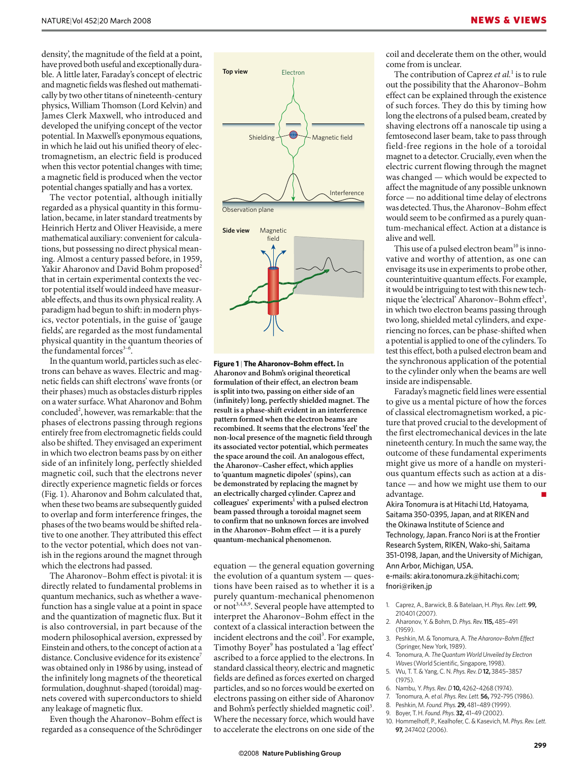density', the magnitude of the field at a point, have proved both useful and exceptionally durable. A little later, Faraday's concept of electric and magnetic fields was fleshed out mathematically by two other titans of nineteenth-century physics, William Thomson (Lord Kelvin) and James Clerk Maxwell, who introduced and developed the unifying concept of the vector potential. In Maxwell's eponymous equations, in which he laid out his unified theory of electromagnetism, an electric field is produced when this vector potential changes with time; a magnetic field is produced when the vector potential changes spatially and has a vortex.

The vector potential, although initially regarded as a physical quantity in this formulation, became, in later standard treatments by Heinrich Hertz and Oliver Heaviside, a mere mathematical auxiliary: convenient for calculations, but possessing no direct physical meaning. Almost a century passed before, in 1959, Yakir Aharonov and David Bohm proposed[2] that in certain experimental contexts the vector potential itself would indeed have measurable effects, and thus its own physical reality. A paradigm had begun to shift: in modern physics, vector potentials, in the guise of 'gauge fields', are regarded as the most fundamental physical quantity in the quantum theories of the fundamental forces[3–6].

In the quantum world, particles such as electrons can behave as waves. Electric and magnetic fields can shift electrons' wave fronts (or their phases) much as obstacles disturb ripples on a water surface. What Aharonov and Bohm concluded[2], however, was remarkable: that the phases of electrons passing through regions entirely free from electromagnetic fields could also be shifted. They envisaged an experiment in which two electron beams pass by on either side of an infinitely long, perfectly shielded magnetic coil, such that the electrons never directly experience magnetic fields or forces (Fig. 1). Aharonov and Bohm calculated that, when these two beams are subsequently guided to overlap and form interference fringes, the phases of the two beams would be shifted relative to one another. They attributed this effect to the vector potential, which does not vanish in the regions around the magnet through which the electrons had passed.

The Aharonov–Bohm effect is pivotal: it is directly related to fundamental problems in quantum mechanics, such as whether a wavefunction has a single value at a point in space and the quantization of magnetic flux. But it is also controversial, in part because of the modern philosophical aversion, expressed by Einstein and others, to the concept of action at a distance. Conclusive evidence for its existence[7] was obtained only in 1986 by using, instead of the infinitely long magnets of the theoretical formulation, doughnut-shaped (toroidal) magnets covered with superconductors to shield any leakage of magnetic flux.

Even though the Aharonov–Bohm effect is regarded as a consequence of the Schrödinger equation — the general equation governing the evolution of a quantum system — questions have been raised as to whether it is a purely quantum-mechanical phenomenon or not[3,4,8,9]. Several people have attempted to interpret the Aharonov–Bohm effect in the context of a classical interaction between the incident electrons and the coil[3]. For example, Timothy Boyer[9] has postulated a 'lag effect' ascribed to a force applied to the electrons. In standard classical theory, electric and magnetic fields are defined as forces exerted on charged particles, and so no forces would be exerted on electrons passing on either side of Aharonov and Bohm's perfectly shielded magnetic coil[3]. Where the necessary force, which would have to accelerate the electrons on one side of the coil and decelerate them on the other, would come from is unclear.

Top view
Electron
Shielding
Magnetic field
Interference
Observation plane
Side view
Magnetic field

**Figure 1 | The Aharonov–Bohm effect.** In Aharonov and Bohm's original theoretical formulation of their effect, an electron beam is split into two, passing on either side of an (infinitely) long, perfectly shielded magnet. The result is a phase-shift evident in an interference pattern formed when the electron beams are recombined. It seems that the electrons 'feel' the non-local presence of the magnetic field through its associated vector potential, which permeates the space around the coil. An analogous effect, the Aharonov–Casher effect, which applies to 'quantum magnetic dipoles' (spins), can be demonstrated by replacing the magnet by an electrically charged cylinder. Caprez and colleagues' experiments[1] with a pulsed electron beam passed through a toroidal magnet seem to confirm that no unknown forces are involved in the Aharonov–Bohm effect — it is a purely quantum-mechanical phenomenon.

The contribution of Caprez *et al.*[1] is to rule out the possibility that the Aharonov–Bohm effect can be explained through the existence of such forces. They do this by timing how long the electrons of a pulsed beam, created by shaving electrons off a nanoscale tip using a femtosecond laser beam, take to pass through field-free regions in the hole of a toroidal magnet to a detector. Crucially, even when the electric current flowing through the magnet was changed — which would be expected to affect the magnitude of any possible unknown force — no additional time delay of electrons was detected. Thus, the Aharonov–Bohm effect would seem to be confirmed as a purely quantum-mechanical effect. Action at a distance is alive and well.

This use of a pulsed electron beam[10] is innovative and worthy of attention, as one can envisage its use in experiments to probe other, counterintuitive quantum effects. For example, it would be intriguing to test with this new technique the 'electrical' Aharonov–Bohm effect[3], in which two electron beams passing through two long, shielded metal cylinders, and experiencing no forces, can be phase-shifted when a potential is applied to one of the cylinders. To test this effect, both a pulsed electron beam and the synchronous application of the potential to the cylinder only when the beams are well inside are indispensable.

Faraday's magnetic field lines were essential to give us a mental picture of how the forces of classical electromagnetism worked, a picture that proved crucial to the development of the first electromechanical devices in the late nineteenth century. In much the same way, the outcome of these fundamental experiments might give us more of a handle on mysterious quantum effects such as action at a distance — and how we might use them to our advantage. ■

Akira Tonomura is at Hitachi Ltd, Hatoyama, Saitama 350-0395, Japan, and at RIKEN and the Okinawa Institute of Science and Technology, Japan. Franco Nori is at the Frontier Research System, RIKEN, Wako-shi, Saitama 351-0198, Japan, and the University of Michigan, Ann Arbor, Michigan, USA.
e-mails: akira.tonomura.zk@hitachi.com; fnori@riken.jp

1. Caprez, A., Barwick, B. & Batelaan, H. *Phys. Rev. Lett.* **99,** 210401 (2007).
2. Aharonov, Y. & Bohm, D. *Phys. Rev.* **115,** 485–491 (1959).
3. Peshkin, M. & Tonomura, A. *The Aharonov–Bohm Effect* (Springer, New York, 1989).
4. Tonomura, A. *The Quantum World Unveiled by Electron Waves* (World Scientific, Singapore, 1998).
5. Wu, T. T. & Yang, C. N. *Phys. Rev. D* **12,** 3845–3857 (1975).
6. Nambu, Y. *Phys. Rev. D* **10,** 4262–4268 (1974).
7. Tonomura, A. *et al. Phys. Rev. Lett.* **56,** 792–795 (1986).
8. Peshkin, M. *Found. Phys.* **29,** 481–489 (1999).
9. Boyer, T. H. *Found. Phys.* **32,** 41–49 (2002).
10. Hommelhoff, P., Kealhofer, C. & Kasevich, M. *Phys. Rev. Lett.* **97,** 247402 (2006).